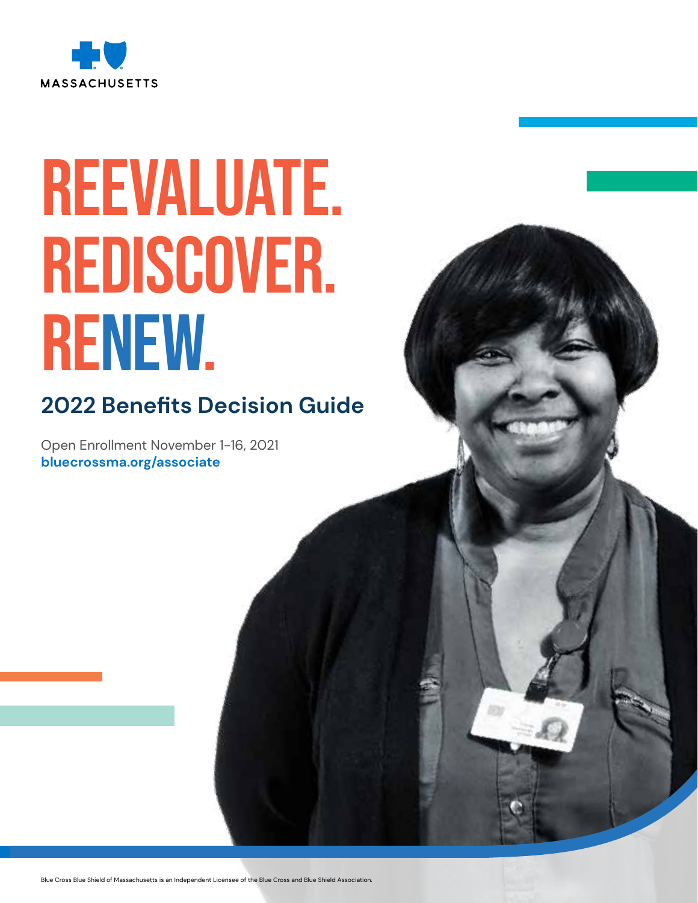MASSACHUSETTS

# REEVALUATE. REDISCOVER. RENEW.

## 2022 Benefits Decision Guide

Open Enrollment November 1-16, 2021
**bluecrossma.org/associate**

Blue Cross Blue Shield of Massachusetts is an Independent Licensee of the Blue Cross and Blue Shield Association.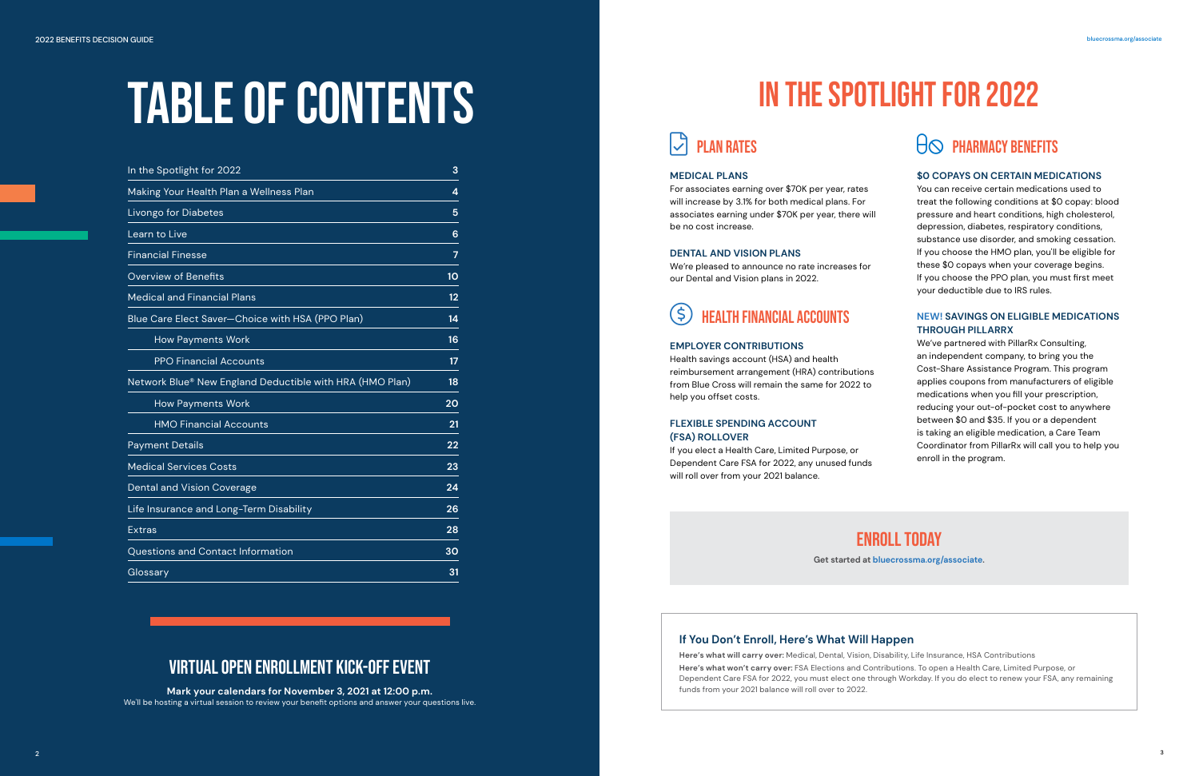# TABLE OF CONTENTS

| Section | Page |
|---|---|
| In the Spotlight for 2022 | 3 |
| Making Your Health Plan a Wellness Plan | 4 |
| Livongo for Diabetes | 5 |
| Learn to Live | 6 |
| Financial Finesse | 7 |
| Overview of Benefits | 10 |
| Medical and Financial Plans | 12 |
| Blue Care Elect Saver—Choice with HSA (PPO Plan) | 14 |
| How Payments Work | 16 |
| PPO Financial Accounts | 17 |
| Network Blue® New England Deductible with HRA (HMO Plan) | 18 |
| How Payments Work | 20 |
| HMO Financial Accounts | 21 |
| Payment Details | 22 |
| Medical Services Costs | 23 |
| Dental and Vision Coverage | 24 |
| Life Insurance and Long-Term Disability | 26 |
| Extras | 28 |
| Questions and Contact Information | 30 |
| Glossary | 31 |

## VIRTUAL OPEN ENROLLMENT KICK-OFF EVENT

**Mark your calendars for November 3, 2021 at 12:00 p.m.**

We'll be hosting a virtual session to review your benefit options and answer your questions live.

# IN THE SPOTLIGHT FOR 2022

## PLAN RATES

### MEDICAL PLANS

For associates earning over $70K per year, rates will increase by 3.1% for both medical plans. For associates earning under $70K per year, there will be no cost increase.

### DENTAL AND VISION PLANS

We're pleased to announce no rate increases for our Dental and Vision plans in 2022.

## HEALTH FINANCIAL ACCOUNTS

### EMPLOYER CONTRIBUTIONS

Health savings account (HSA) and health reimbursement arrangement (HRA) contributions from Blue Cross will remain the same for 2022 to help you offset costs.

### FLEXIBLE SPENDING ACCOUNT (FSA) ROLLOVER

If you elect a Health Care, Limited Purpose, or Dependent Care FSA for 2022, any unused funds will roll over from your 2021 balance.

## PHARMACY BENEFITS

### $0 COPAYS ON CERTAIN MEDICATIONS

You can receive certain medications used to treat the following conditions at $0 copay: blood pressure and heart conditions, high cholesterol, depression, diabetes, respiratory conditions, substance use disorder, and smoking cessation. If you choose the HMO plan, you'll be eligible for these $0 copays when your coverage begins. If you choose the PPO plan, you must first meet your deductible due to IRS rules.

### NEW! SAVINGS ON ELIGIBLE MEDICATIONS THROUGH PILLARRX

We've partnered with PillarRx Consulting, an independent company, to bring you the Cost-Share Assistance Program. This program applies coupons from manufacturers of eligible medications when you fill your prescription, reducing your out-of-pocket cost to anywhere between $0 and $35. If you or a dependent is taking an eligible medication, a Care Team Coordinator from PillarRx will call you to help you enroll in the program.

## ENROLL TODAY

Get started at bluecrossma.org/associate.

### If You Don't Enroll, Here's What Will Happen

**Here's what will carry over:** Medical, Dental, Vision, Disability, Life Insurance, HSA Contributions

**Here's what won't carry over:** FSA Elections and Contributions. To open a Health Care, Limited Purpose, or Dependent Care FSA for 2022, you must elect one through Workday. If you do elect to renew your FSA, any remaining funds from your 2021 balance will roll over to 2022.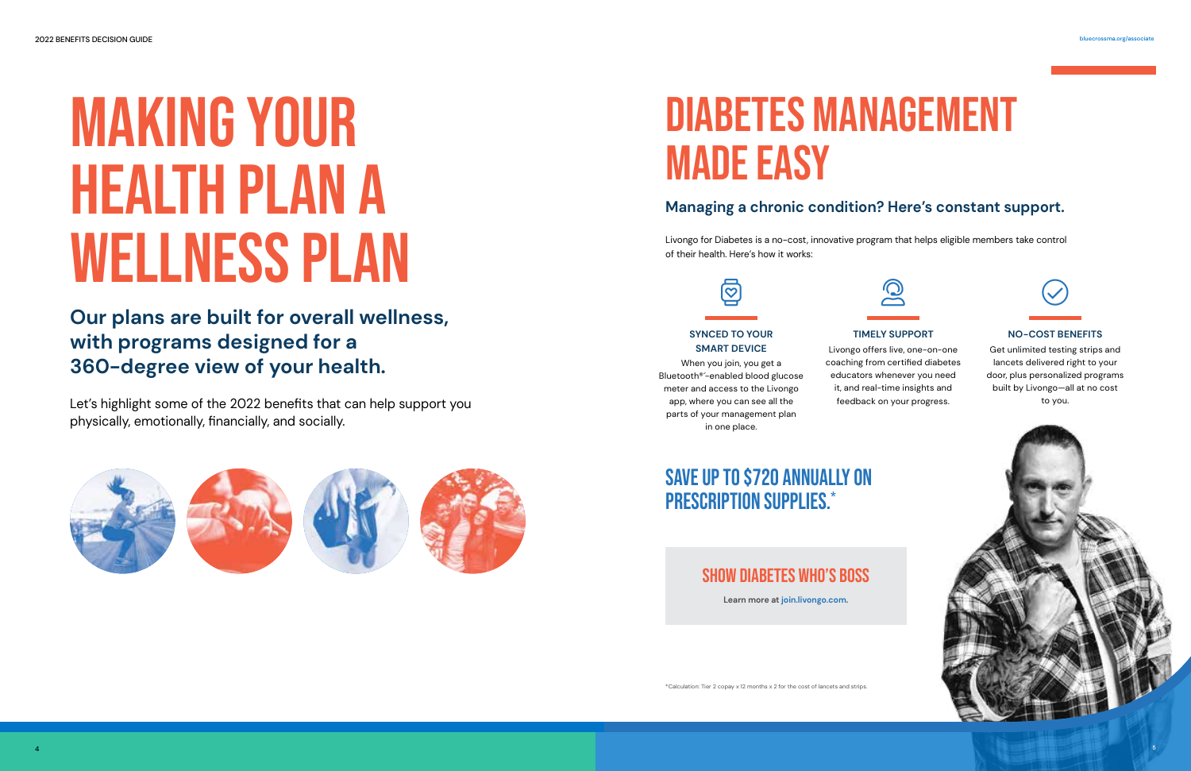# MAKING YOUR HEALTH PLAN A WELLNESS PLAN

## Our plans are built for overall wellness, with programs designed for a 360-degree view of your health.

Let's highlight some of the 2022 benefits that can help support you physically, emotionally, financially, and socially.

# DIABETES MANAGEMENT MADE EASY

## Managing a chronic condition? Here's constant support.

Livongo for Diabetes is a no-cost, innovative program that helps eligible members take control of their health. Here's how it works:

**SYNCED TO YOUR SMART DEVICE**

When you join, you get a Bluetooth®-enabled blood glucose meter and access to the Livongo app, where you can see all the parts of your management plan in one place.

**TIMELY SUPPORT**

Livongo offers live, one-on-one coaching from certified diabetes educators whenever you need it, and real-time insights and feedback on your progress.

**NO-COST BENEFITS**

Get unlimited testing strips and lancets delivered right to your door, plus personalized programs built by Livongo—all at no cost to you.

## SAVE UP TO $720 ANNUALLY ON PRESCRIPTION SUPPLIES.*

### SHOW DIABETES WHO'S BOSS

**Learn more at join.livongo.com.**

*Calculation: Tier 2 copay x 12 months x 2 for the cost of lancets and strips.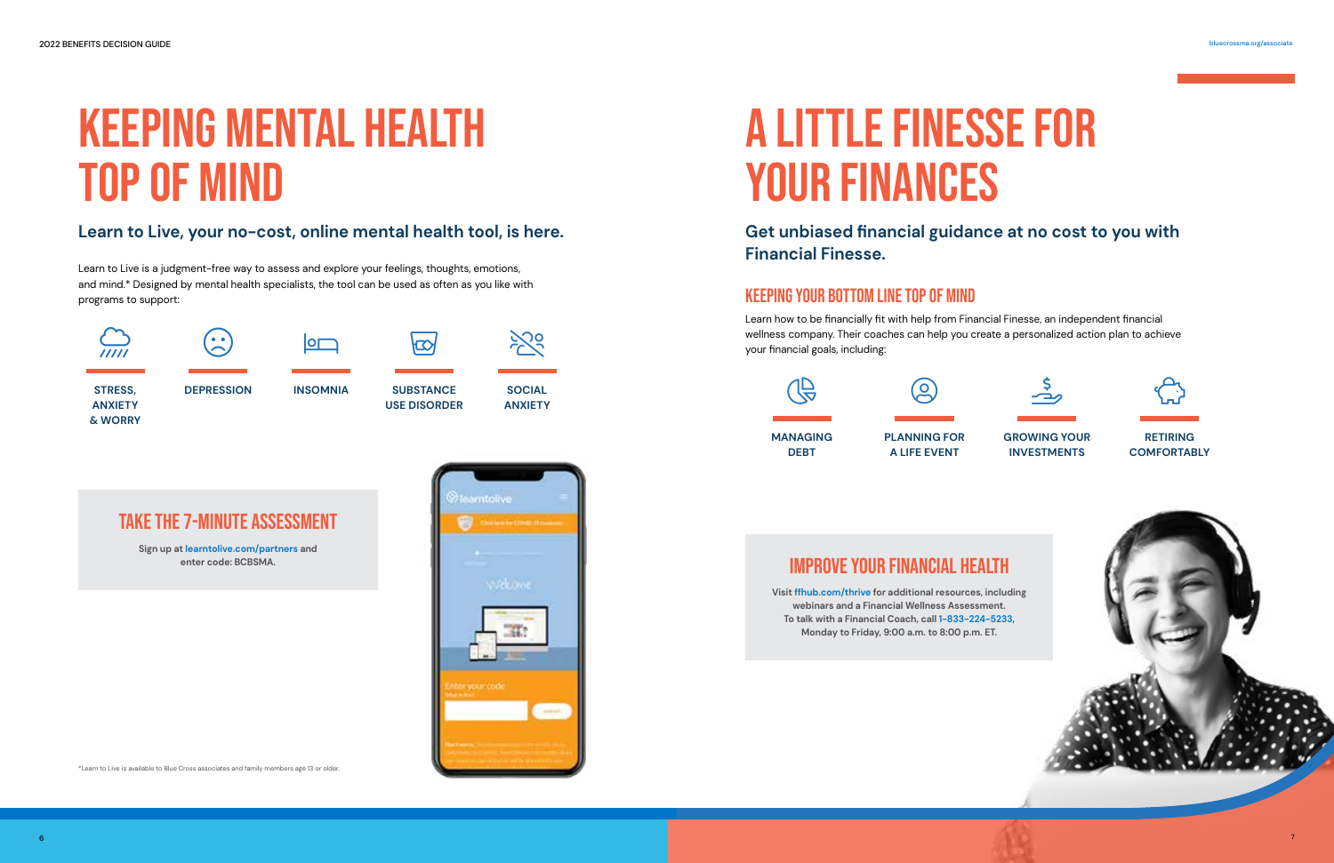# KEEPING MENTAL HEALTH TOP OF MIND

## Learn to Live, your no-cost, online mental health tool, is here.

Learn to Live is a judgment-free way to assess and explore your feelings, thoughts, emotions, and mind.* Designed by mental health specialists, the tool can be used as often as you like with programs to support:

- **STRESS, ANXIETY & WORRY**
- **DEPRESSION**
- **INSOMNIA**
- **SUBSTANCE USE DISORDER**
- **SOCIAL ANXIETY**

### TAKE THE 7-MINUTE ASSESSMENT

**Sign up at learntolive.com/partners and enter code: BCBSMA.**

*Learn to Live is available to Blue Cross associates and family members age 13 or older.

# A LITTLE FINESSE FOR YOUR FINANCES

## Get unbiased financial guidance at no cost to you with Financial Finesse.

### KEEPING YOUR BOTTOM LINE TOP OF MIND

Learn how to be financially fit with help from Financial Finesse, an independent financial wellness company. Their coaches can help you create a personalized action plan to achieve your financial goals, including:

- **MANAGING DEBT**
- **PLANNING FOR A LIFE EVENT**
- **GROWING YOUR INVESTMENTS**
- **RETIRING COMFORTABLY**

### IMPROVE YOUR FINANCIAL HEALTH

**Visit ffhub.com/thrive for additional resources, including webinars and a Financial Wellness Assessment. To talk with a Financial Coach, call 1-833-224-5233, Monday to Friday, 9:00 a.m. to 8:00 p.m. ET.**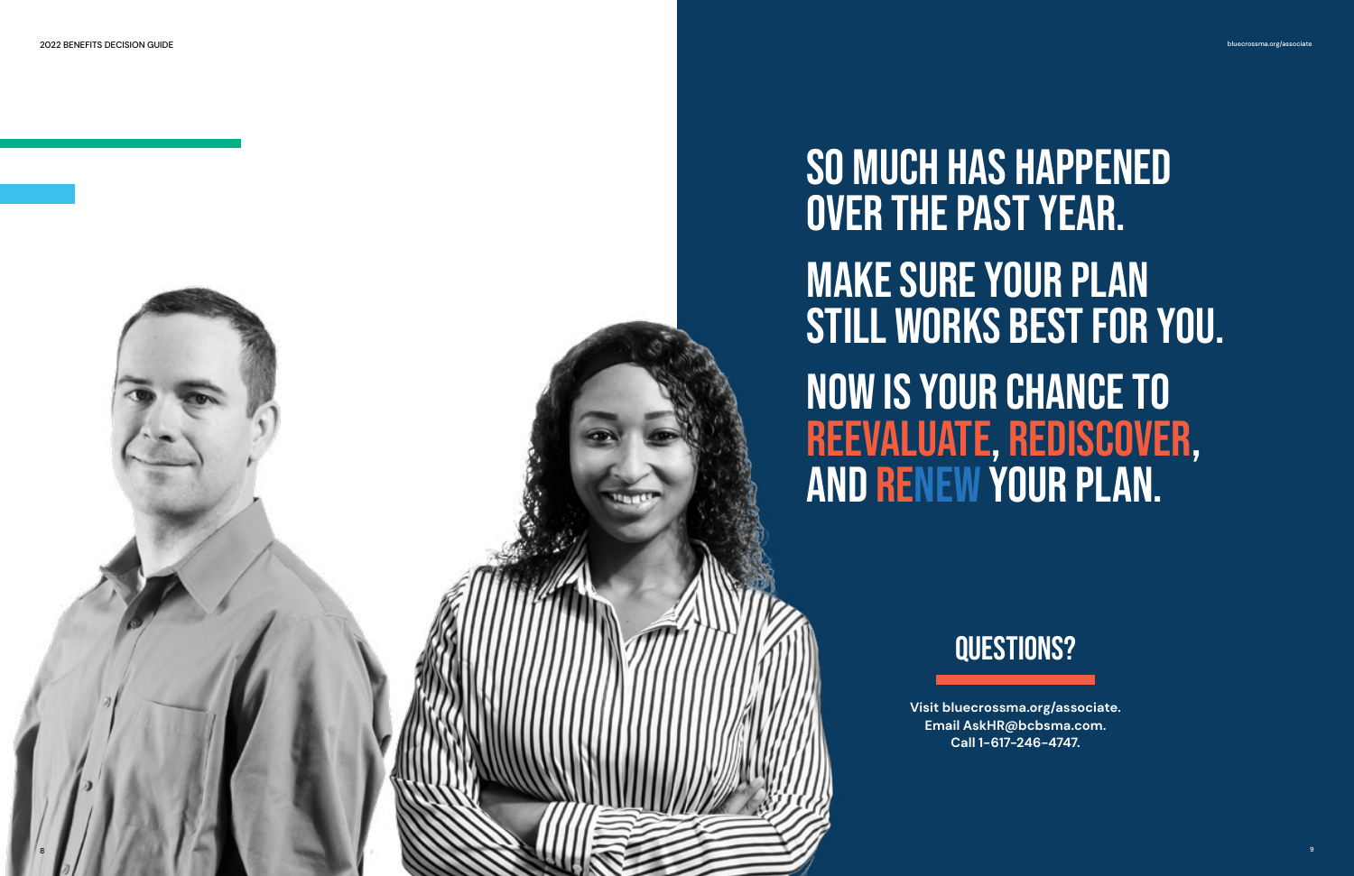# SO MUCH HAS HAPPENED OVER THE PAST YEAR.

# MAKE SURE YOUR PLAN STILL WORKS BEST FOR YOU.

# NOW IS YOUR CHANCE TO REEVALUATE, REDISCOVER, AND RENEW YOUR PLAN.

## QUESTIONS?

**Visit bluecrossma.org/associate.**
**Email AskHR@bcbsma.com.**
**Call 1-617-246-4747.**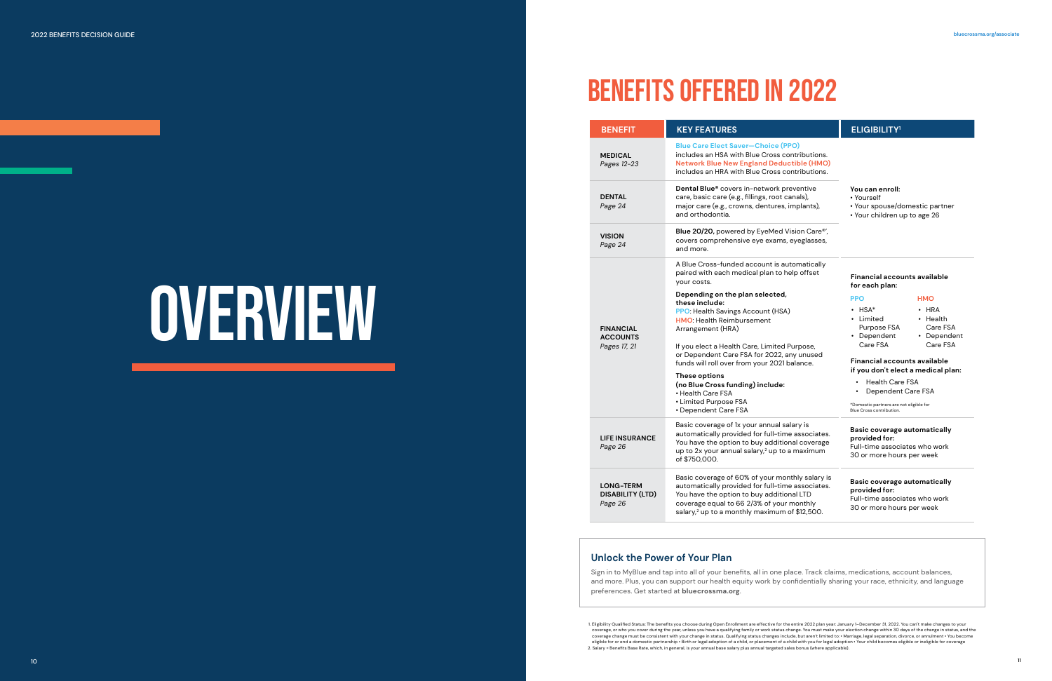# OVERVIEW

# BENEFITS OFFERED IN 2022

| BENEFIT | KEY FEATURES | ELIGIBILITY[1] |
|---|---|---|
| **MEDICAL** *Pages 12–23* | **Blue Care Elect Saver—Choice (PPO)** includes an HSA with Blue Cross contributions. **Network Blue New England Deductible (HMO)** includes an HRA with Blue Cross contributions. | **You can enroll:** • Yourself • Your spouse/domestic partner • Your children up to age 26 |
| **DENTAL** *Page 24* | **Dental Blue®** covers in-network preventive care, basic care (e.g., fillings, root canals), major care (e.g., crowns, dentures, implants), and orthodontia. | |
| **VISION** *Page 24* | **Blue 20/20,** powered by EyeMed Vision Care®, covers comprehensive eye exams, eyeglasses, and more. | |
| **FINANCIAL ACCOUNTS** *Pages 17, 21* | A Blue Cross-funded account is automatically paired with each medical plan to help offset your costs. **Depending on the plan selected, these include:** PPO: Health Savings Account (HSA) HMO: Health Reimbursement Arrangement (HRA) If you elect a Health Care, Limited Purpose, or Dependent Care FSA for 2022, any unused funds will roll over from your 2021 balance. **These options (no Blue Cross funding) include:** • Health Care FSA • Limited Purpose FSA • Dependent Care FSA | **Financial accounts available for each plan:** PPO: • HSA* • Limited Purpose FSA • Dependent Care FSA HMO: • HRA • Health Care FSA • Dependent Care FSA **Financial accounts available if you don't elect a medical plan:** • Health Care FSA • Dependent Care FSA *Domestic partners are not eligible for Blue Cross contribution. |
| **LIFE INSURANCE** *Page 26* | Basic coverage of 1x your annual salary is automatically provided for full-time associates. You have the option to buy additional coverage up to 2x your annual salary,[2] up to a maximum of $750,000. | **Basic coverage automatically provided for:** Full-time associates who work 30 or more hours per week |
| **LONG-TERM DISABILITY (LTD)** *Page 26* | Basic coverage of 60% of your monthly salary is automatically provided for full-time associates. You have the option to buy additional LTD coverage equal to 66 2/3% of your monthly salary,[2] up to a monthly maximum of $12,500. | **Basic coverage automatically provided for:** Full-time associates who work 30 or more hours per week |

## Unlock the Power of Your Plan

Sign in to MyBlue and tap into all of your benefits, all in one place. Track claims, medications, account balances, and more. Plus, you can support our health equity work by confidentially sharing your race, ethnicity, and language preferences. Get started at **bluecrossma.org**.

1. Eligibility Qualified Status: The benefits you choose during Open Enrollment are effective for the entire 2022 plan year: January 1–December 31, 2022. You can't make changes to your coverage, or who you cover during the year, unless you have a qualifying family or work status change. You must make your election change within 30 days of the change in status, and the coverage change must be consistent with your change in status. Qualifying status changes include, but aren't limited to: • Marriage, legal separation, divorce, or annulment • You become eligible for or end a domestic partnership • Birth or legal adoption of a child, or placement of a child with you for legal adoption • Your child becomes eligible or ineligible for coverage
2. Salary = Benefits Base Rate, which, in general, is your annual base salary plus annual targeted sales bonus (where applicable).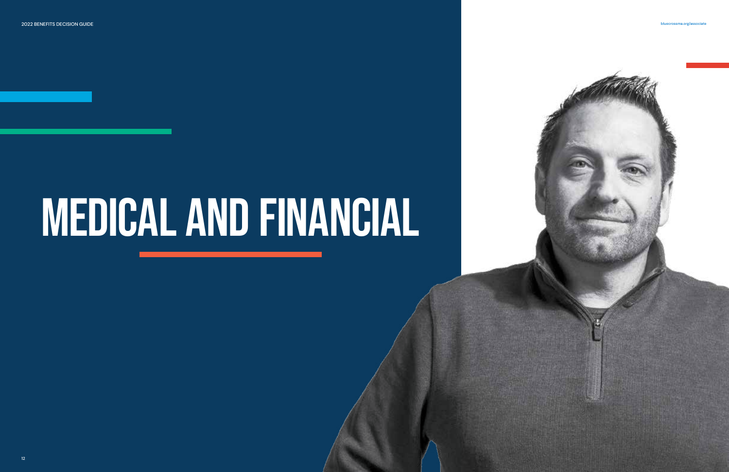# MEDICAL AND FINANCIAL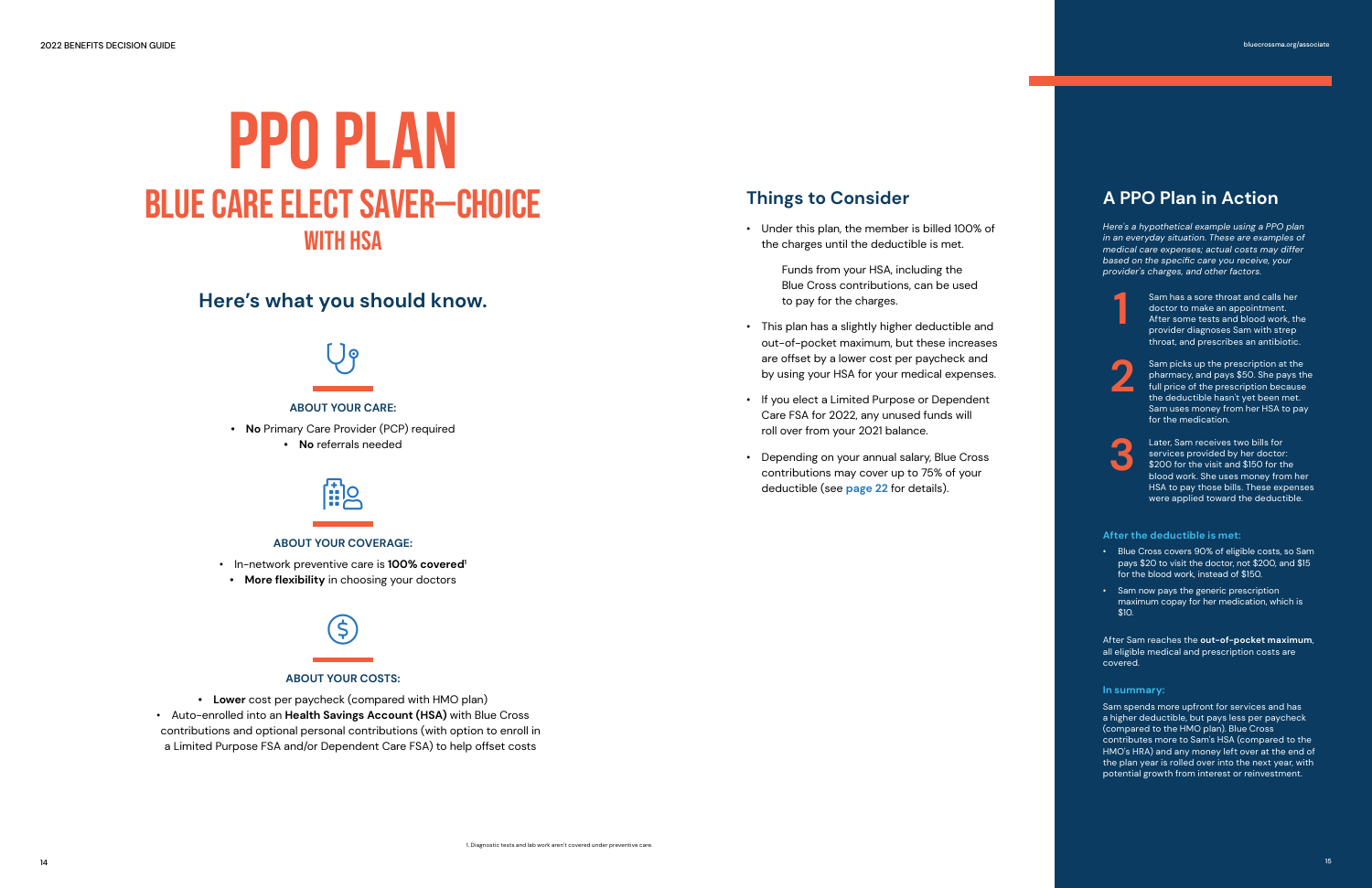# PPO PLAN

## BLUE CARE ELECT SAVER—CHOICE

### WITH HSA

## Here's what you should know.

**ABOUT YOUR CARE:**

- **No** Primary Care Provider (PCP) required
- **No** referrals needed

**ABOUT YOUR COVERAGE:**

- In-network preventive care is **100% covered**[1]
- **More flexibility** in choosing your doctors

**ABOUT YOUR COSTS:**

- **Lower** cost per paycheck (compared with HMO plan)
- Auto-enrolled into an **Health Savings Account (HSA)** with Blue Cross contributions and optional personal contributions (with option to enroll in a Limited Purpose FSA and/or Dependent Care FSA) to help offset costs

## Things to Consider

- Under this plan, the member is billed 100% of the charges until the deductible is met.

  Funds from your HSA, including the Blue Cross contributions, can be used to pay for the charges.

- This plan has a slightly higher deductible and out-of-pocket maximum, but these increases are offset by a lower cost per paycheck and by using your HSA for your medical expenses.
- If you elect a Limited Purpose or Dependent Care FSA for 2022, any unused funds will roll over from your 2021 balance.
- Depending on your annual salary, Blue Cross contributions may cover up to 75% of your deductible (see **page 22** for details).

1. Diagnostic tests and lab work aren't covered under preventive care.

## A PPO Plan in Action

*Here's a hypothetical example using a PPO plan in an everyday situation. These are examples of medical care expenses; actual costs may differ based on the specific care you receive, your provider's charges, and other factors.*

1. Sam has a sore throat and calls her doctor to make an appointment. After some tests and blood work, the provider diagnoses Sam with strep throat, and prescribes an antibiotic.
2. Sam picks up the prescription at the pharmacy, and pays $50. She pays the full price of the prescription because the deductible hasn't yet been met. Sam uses money from her HSA to pay for the medication.
3. Later, Sam receives two bills for services provided by her doctor: $200 for the visit and $150 for the blood work. She uses money from her HSA to pay those bills. These expenses were applied toward the deductible.

### After the deductible is met:

- Blue Cross covers 90% of eligible costs, so Sam pays $20 to visit the doctor, not $200, and $15 for the blood work, instead of $150.
- Sam now pays the generic prescription maximum copay for her medication, which is $10.

After Sam reaches the **out-of-pocket maximum**, all eligible medical and prescription costs are covered.

### In summary:

Sam spends more upfront for services and has a higher deductible, but pays less per paycheck (compared to the HMO plan). Blue Cross contributes more to Sam's HSA (compared to the HMO's HRA) and any money left over at the end of the plan year is rolled over into the next year, with potential growth from interest or reinvestment.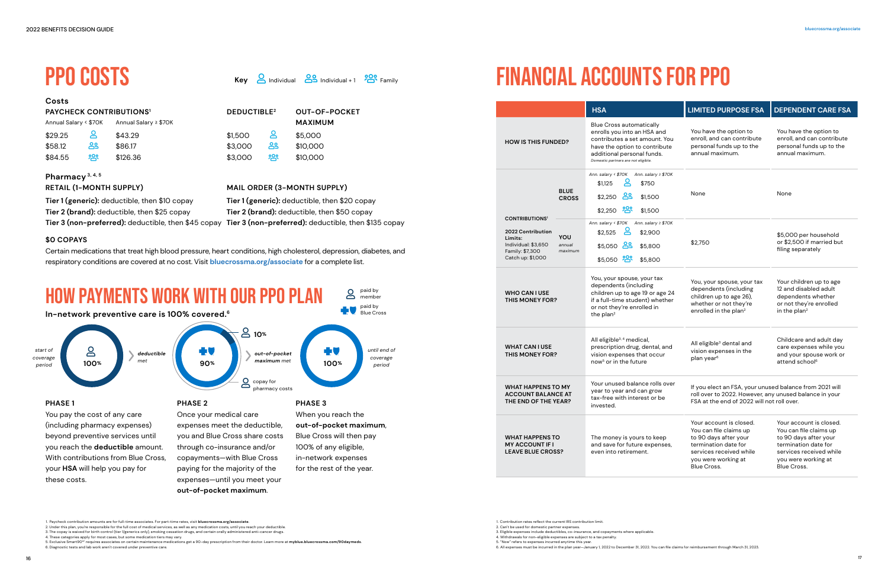# PPO COSTS

Key: Individual | Individual + 1 | Family

## Costs

| PAYCHECK CONTRIBUTIONS[1] Annual Salary < $70K | | Annual Salary ≥ $70K | DEDUCTIBLE[2] | | OUT-OF-POCKET MAXIMUM |
|---|---|---|---|---|---|
| $29.25 | Individual | $43.29 | $1,500 | Individual | $5,000 |
| $58.12 | Individual + 1 | $86.17 | $3,000 | Individual + 1 | $10,000 |
| $84.55 | Family | $126.36 | $3,000 | Family | $10,000 |

### Pharmacy[3, 4, 5]

**RETAIL (1-MONTH SUPPLY)**

**Tier 1 (generic):** deductible, then $10 copay
**Tier 2 (brand):** deductible, then $25 copay
**Tier 3 (non-preferred):** deductible, then $45 copay

**MAIL ORDER (3-MONTH SUPPLY)**

**Tier 1 (generic):** deductible, then $20 copay
**Tier 2 (brand):** deductible, then $50 copay
**Tier 3 (non-preferred):** deductible, then $135 copay

### $0 COPAYS

Certain medications that treat high blood pressure, heart conditions, high cholesterol, depression, diabetes, and respiratory conditions are covered at no cost. Visit **bluecrossma.org/associate** for a complete list.

# HOW PAYMENTS WORK WITH OUR PPO PLAN

paid by member | paid by Blue Cross

**In-network preventive care is 100% covered.[6]**

start of coverage period → 100% (member) → deductible met → 90% (Blue Cross) / 10% (member), copay for pharmacy costs → out-of-pocket maximum met → 100% (Blue Cross) → until end of coverage period

**PHASE 1**

You pay the cost of any care (including pharmacy expenses) beyond preventive services until you reach the **deductible** amount. With contributions from Blue Cross, your **HSA** will help you pay for these costs.

**PHASE 2**

Once your medical care expenses meet the deductible, you and Blue Cross share costs through co-insurance and/or copayments—with Blue Cross paying for the majority of the expenses—until you meet your **out-of-pocket maximum**.

**PHASE 3**

When you reach the **out-of-pocket maximum**, Blue Cross will then pay 100% of any eligible, in-network expenses for the rest of the year.

1. Paycheck contribution amounts are for full-time associates. For part-time rates, visit **bluecrossma.org/associate**.
2. Under this plan, you're responsible for the full cost of medical services, as well as any medication costs, until you reach your deductible.
3. The copay is waived for birth control (tier 1/generics only), smoking cessation drugs, and certain orally administered anti-cancer drugs.
4. These categories apply for most cases, but some medication tiers may vary.
5. Exclusive Smart90® requires associates on certain maintenance medications get a 90-day prescription from their doctor. Learn more at **myblue.bluecrossma.com/90daymeds**.
6. Diagnostic tests and lab work aren't covered under preventive care.

# FINANCIAL ACCOUNTS FOR PPO

| | | HSA | LIMITED PURPOSE FSA | DEPENDENT CARE FSA |
|---|---|---|---|---|
| **HOW IS THIS FUNDED?** | | Blue Cross automatically enrolls you into an HSA and contributes a set amount. You have the option to contribute additional personal funds. *Domestic partners are not eligible.* | You have the option to enroll, and can contribute personal funds up to the annual maximum. | You have the option to enroll, and can contribute personal funds up to the annual maximum. |
| **CONTRIBUTIONS[1]** 2022 Contribution Limits: Individual: $3,650; Family: $7,300; Catch up: $1,000 | **BLUE CROSS** | *Ann. salary < $70K / Ann. salary ≥ $70K* Individual: $1,125 / $750; Individual + 1: $2,250 / $1,500; Family: $2,250 / $1,500 | None | None |
| | **YOU** *annual maximum* | *Ann. salary < $70K / Ann. salary ≥ $70K* Individual: $2,525 / $2,900; Individual + 1: $5,050 / $5,800; Family: $5,050 / $5,800 | $2,750 | $5,000 per household or $2,500 if married but filing separately |
| **WHO CAN I USE THIS MONEY FOR?** | | You, your spouse, your tax dependents (including children up to age 19 or age 24 if a full-time student) whether or not they're enrolled in the plan[2] | You, your spouse, your tax dependents (including children up to age 26), whether or not they're enrolled in the plan[2] | Your children up to age 12 and disabled adult dependents whether or not they're enrolled in the plan[2] |
| **WHAT CAN I USE THIS MONEY FOR?** | | All eligible[3, 4] medical, prescription drug, dental, and vision expenses that occur now[5] or in the future | All eligible[3] dental and vision expenses in the plan year[6] | Childcare and adult day care expenses while you and your spouse work or attend school[6] |
| **WHAT HAPPENS TO MY ACCOUNT BALANCE AT THE END OF THE YEAR?** | | Your unused balance rolls over year to year and can grow tax-free with interest or be invested. | If you elect an FSA, your unused balance from 2021 will roll over to 2022. However, any unused balance in your FSA at the end of 2022 will not roll over. | |
| **WHAT HAPPENS TO MY ACCOUNT IF I LEAVE BLUE CROSS?** | | The money is yours to keep and save for future expenses, even into retirement. | Your account is closed. You can file claims up to 90 days after your termination date for services received while you were working at Blue Cross. | Your account is closed. You can file claims up to 90 days after your termination date for services received while you were working at Blue Cross. |

1. Contribution rates reflect the current IRS contribution limit.
2. Can't be used for domestic partner expenses.
3. Eligible expenses include deductibles, co-insurance, and copayments where applicable.
4. Withdrawals for non-eligible expenses are subject to a tax penalty.
5. "Now" refers to expenses incurred anytime this year.
6. All expenses must be incurred in the plan year—January 1, 2022 to December 31, 2022. You can file claims for reimbursement through March 31, 2023.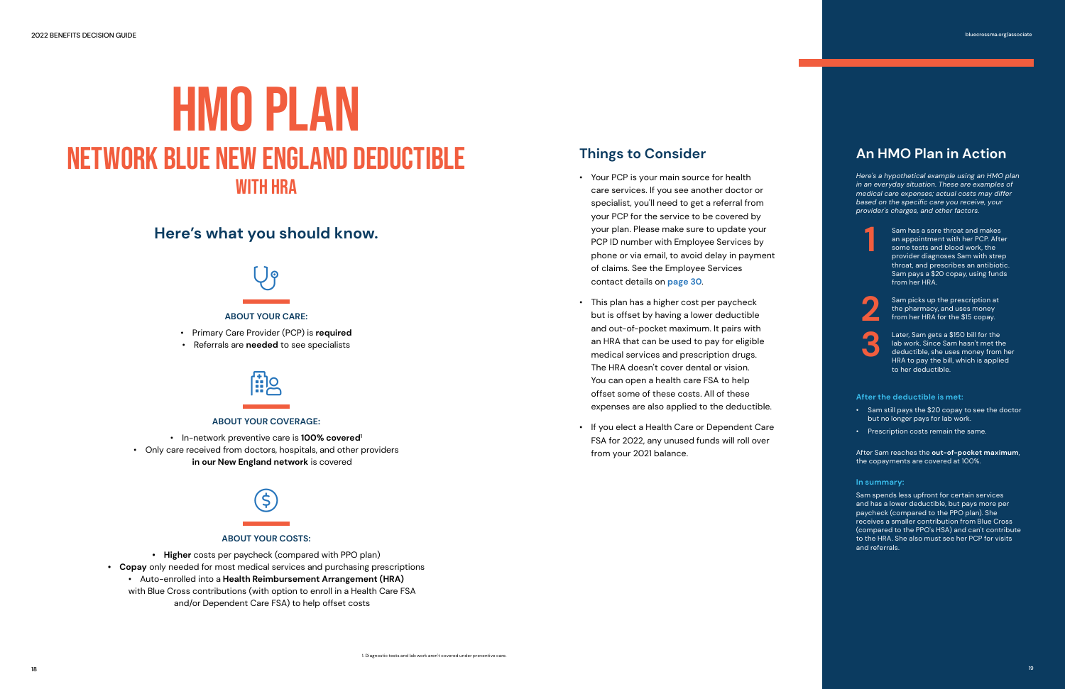# HMO PLAN

## NETWORK BLUE NEW ENGLAND DEDUCTIBLE

### WITH HRA

## Here's what you should know.

**ABOUT YOUR CARE:**

- Primary Care Provider (PCP) is **required**
- Referrals are **needed** to see specialists

**ABOUT YOUR COVERAGE:**

- In-network preventive care is **100% covered**[1]
- Only care received from doctors, hospitals, and other providers **in our New England network** is covered

**ABOUT YOUR COSTS:**

- **Higher** costs per paycheck (compared with PPO plan)
- **Copay** only needed for most medical services and purchasing prescriptions
- Auto-enrolled into a **Health Reimbursement Arrangement (HRA)** with Blue Cross contributions (with option to enroll in a Health Care FSA and/or Dependent Care FSA) to help offset costs

1. Diagnostic tests and lab work aren't covered under preventive care.

## Things to Consider

- Your PCP is your main source for health care services. If you see another doctor or specialist, you'll need to get a referral from your PCP for the service to be covered by your plan. Please make sure to update your PCP ID number with Employee Services by phone or via email, to avoid delay in payment of claims. See the Employee Services contact details on **page 30**.
- This plan has a higher cost per paycheck but is offset by having a lower deductible and out-of-pocket maximum. It pairs with an HRA that can be used to pay for eligible medical services and prescription drugs. The HRA doesn't cover dental or vision. You can open a health care FSA to help offset some of these costs. All of these expenses are also applied to the deductible.
- If you elect a Health Care or Dependent Care FSA for 2022, any unused funds will roll over from your 2021 balance.

## An HMO Plan in Action

*Here's a hypothetical example using an HMO plan in an everyday situation. These are examples of medical care expenses; actual costs may differ based on the specific care you receive, your provider's charges, and other factors.*

1. Sam has a sore throat and makes an appointment with her PCP. After some tests and blood work, the provider diagnoses Sam with strep throat, and prescribes an antibiotic. Sam pays a $20 copay, using funds from her HRA.
2. Sam picks up the prescription at the pharmacy, and uses money from her HRA for the $15 copay.
3. Later, Sam gets a $150 bill for the lab work. Since Sam hasn't met the deductible, she uses money from her HRA to pay the bill, which is applied to her deductible.

**After the deductible is met:**

- Sam still pays the $20 copay to see the doctor but no longer pays for lab work.
- Prescription costs remain the same.

After Sam reaches the **out-of-pocket maximum**, the copayments are covered at 100%.

**In summary:**

Sam spends less upfront for certain services and has a lower deductible, but pays more per paycheck (compared to the PPO plan). She receives a smaller contribution from Blue Cross (compared to the PPO's HSA) and can't contribute to the HRA. She also must see her PCP for visits and referrals.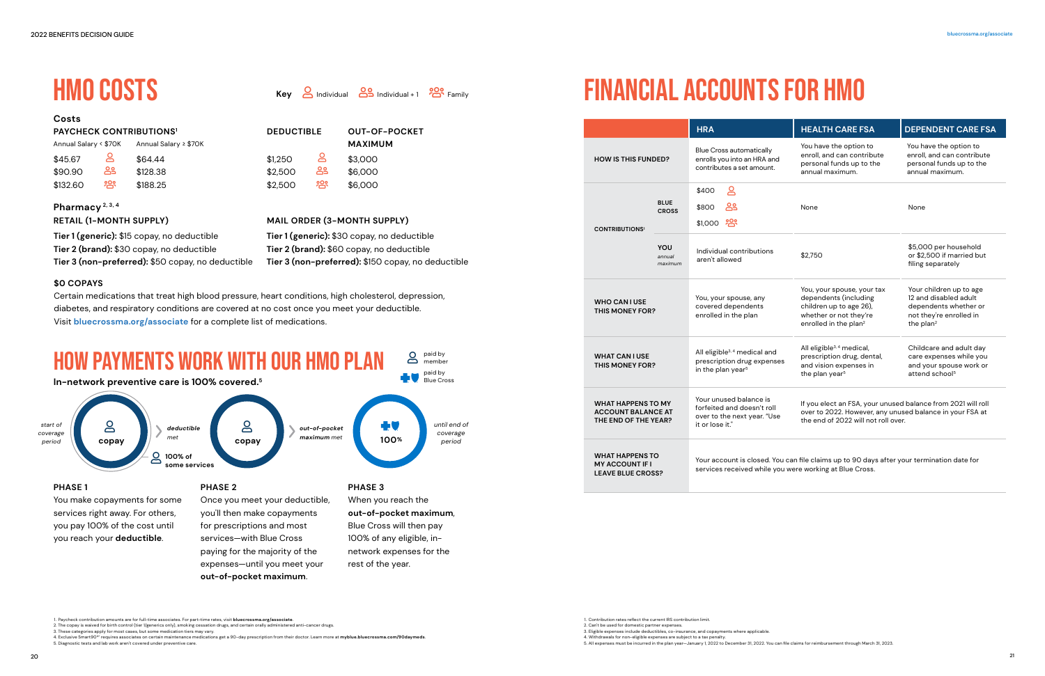# HMO COSTS

**Key** Individual | Individual + 1 | Family

## Costs

| PAYCHECK CONTRIBUTIONS[1] | | | DEDUCTIBLE | | OUT-OF-POCKET MAXIMUM |
|---|---|---|---|---|---|
| Annual Salary < $70K | | Annual Salary ≥ $70K | | | |
| $45.67 | Individual | $64.44 | $1,250 | Individual | $3,000 |
| $90.90 | Individual + 1 | $128.38 | $2,500 | Individual + 1 | $6,000 |
| $132.60 | Family | $188.25 | $2,500 | Family | $6,000 |

### Pharmacy[2, 3, 4]

**RETAIL (1-MONTH SUPPLY)**

**Tier 1 (generic):** $15 copay, no deductible
**Tier 2 (brand):** $30 copay, no deductible
**Tier 3 (non-preferred):** $50 copay, no deductible

**MAIL ORDER (3-MONTH SUPPLY)**

**Tier 1 (generic):** $30 copay, no deductible
**Tier 2 (brand):** $60 copay, no deductible
**Tier 3 (non-preferred):** $150 copay, no deductible

**$0 COPAYS**

Certain medications that treat high blood pressure, heart conditions, high cholesterol, depression, diabetes, and respiratory conditions are covered at no cost once you meet your deductible. Visit **bluecrossma.org/associate** for a complete list of medications.

# HOW PAYMENTS WORK WITH OUR HMO PLAN

**In-network preventive care is 100% covered.**[5]

paid by member | paid by Blue Cross

start of coverage period → copay / 100% of some services → deductible met → copay → out-of-pocket maximum met → 100% → until end of coverage period

**PHASE 1**

You make copayments for some services right away. For others, you pay 100% of the cost until you reach your **deductible**.

**PHASE 2**

Once you meet your deductible, you'll then make copayments for prescriptions and most services—with Blue Cross paying for the majority of the expenses—until you meet your **out-of-pocket maximum**.

**PHASE 3**

When you reach the **out-of-pocket maximum**, Blue Cross will then pay 100% of any eligible, in-network expenses for the rest of the year.

1. Paycheck contribution amounts are for full-time associates. For part-time rates, visit **bluecrossma.org/associate**.
2. The copay is waived for birth control (tier 1/generics only), smoking cessation drugs, and certain orally administered anti-cancer drugs.
3. These categories apply for most cases, but some medication tiers may vary.
4. Exclusive Smart90℠ requires associates on certain maintenance medications get a 90-day prescription from their doctor. Learn more at **myblue.bluecrossma.com/90daymeds**.
5. Diagnostic tests and lab work aren't covered under preventive care.

# FINANCIAL ACCOUNTS FOR HMO

| | | HRA | HEALTH CARE FSA | DEPENDENT CARE FSA |
|---|---|---|---|---|
| **HOW IS THIS FUNDED?** | | Blue Cross automatically enrolls you into an HRA and contributes a set amount. | You have the option to enroll, and can contribute personal funds up to the annual maximum. | You have the option to enroll, and can contribute personal funds up to the annual maximum. |
| **CONTRIBUTIONS**[1] | **BLUE CROSS** | $400 (Individual)<br>$800 (Individual + 1)<br>$1,000 (Family) | None | None |
| | **YOU** *annual maximum* | Individual contributions aren't allowed | $2,750 | $5,000 per household or $2,500 if married but filing separately |
| **WHO CAN I USE THIS MONEY FOR?** | | You, your spouse, any covered dependents enrolled in the plan | You, your spouse, your tax dependents (including children up to age 26), whether or not they're enrolled in the plan[2] | Your children up to age 12 and disabled adult dependents whether or not they're enrolled in the plan[2] |
| **WHAT CAN I USE THIS MONEY FOR?** | | All eligible[3, 4] medical and prescription drug expenses in the plan year[5] | All eligible[3, 4] medical, prescription drug, dental, and vision expenses in the plan year[5] | Childcare and adult day care expenses while you and your spouse work or attend school[5] |
| **WHAT HAPPENS TO MY ACCOUNT BALANCE AT THE END OF THE YEAR?** | | Your unused balance is forfeited and doesn't roll over to the next year. "Use it or lose it." | If you elect an FSA, your unused balance from 2021 will roll over to 2022. However, any unused balance in your FSA at the end of 2022 will not roll over. | |
| **WHAT HAPPENS TO MY ACCOUNT IF I LEAVE BLUE CROSS?** | | Your account is closed. You can file claims up to 90 days after your termination date for services received while you were working at Blue Cross. | | |

1. Contribution rates reflect the current IRS contribution limit.
2. Can't be used for domestic partner expenses.
3. Eligible expenses include deductibles, co-insurance, and copayments where applicable.
4. Withdrawals for non-eligible expenses are subject to a tax penalty.
5. All expenses must be incurred in the plan year—January 1, 2022 to December 31, 2022. You can file claims for reimbursement through March 31, 2023.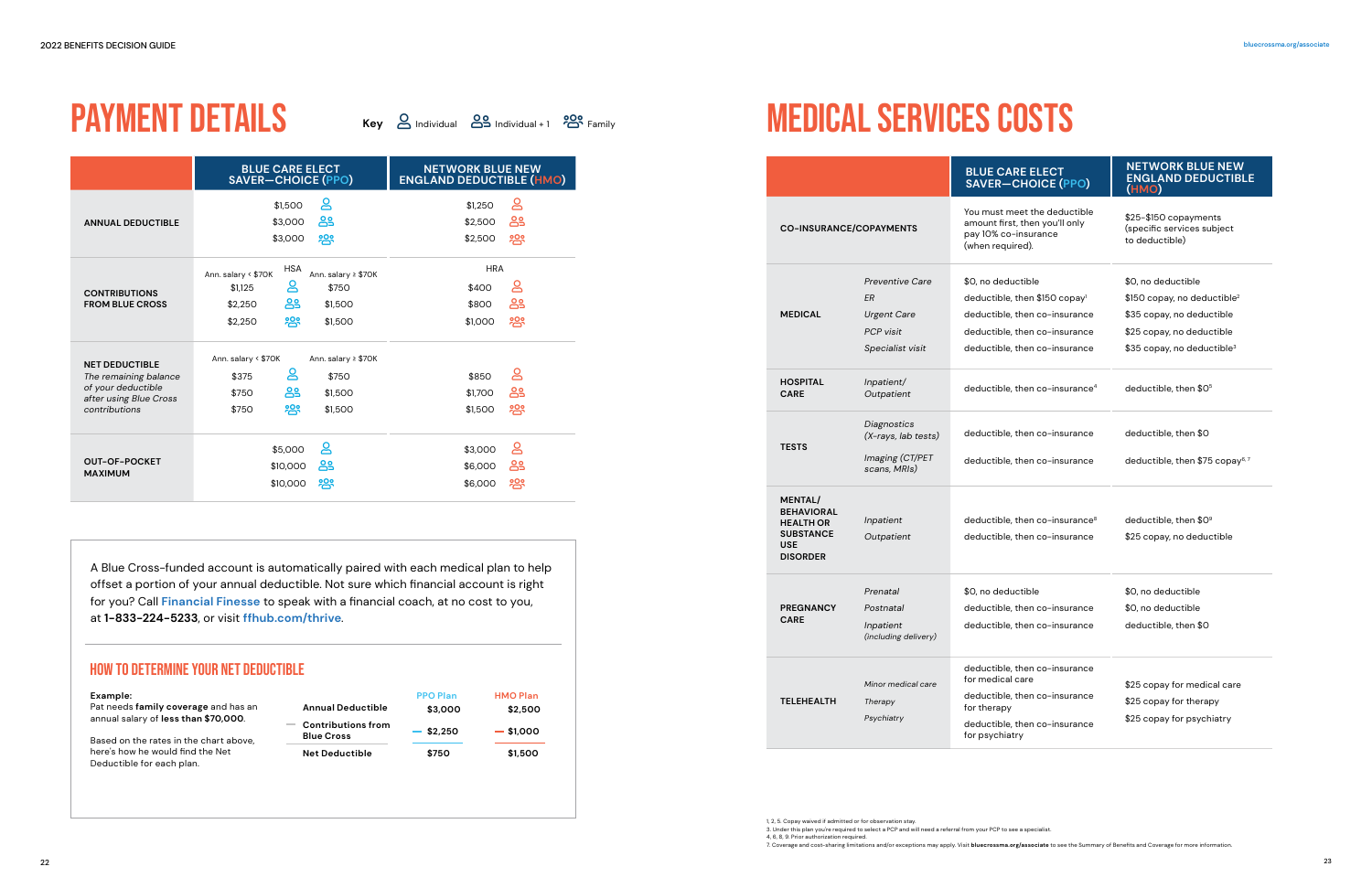# PAYMENT DETAILS

**Key** Individual | Individual + 1 | Family

| | BLUE CARE ELECT SAVER—CHOICE (PPO) | | NETWORK BLUE NEW ENGLAND DEDUCTIBLE (HMO) |
|---|---|---|---|
| **ANNUAL DEDUCTIBLE** | $1,500 (Individual) | | $1,250 (Individual) |
| | $3,000 (Individual + 1) | | $2,500 (Individual + 1) |
| | $3,000 (Family) | | $2,500 (Family) |
| **CONTRIBUTIONS FROM BLUE CROSS** | HSA | | HRA |
| | Ann. salary < $70K | Ann. salary ≥ $70K | |
| | $1,125 (Individual) | $750 | $400 (Individual) |
| | $2,250 (Individual + 1) | $1,500 | $800 (Individual + 1) |
| | $2,250 (Family) | $1,500 | $1,000 (Family) |
| **NET DEDUCTIBLE** *The remaining balance of your deductible after using Blue Cross contributions* | Ann. salary < $70K | Ann. salary ≥ $70K | |
| | $375 (Individual) | $750 | $850 (Individual) |
| | $750 (Individual + 1) | $1,500 | $1,700 (Individual + 1) |
| | $750 (Family) | $1,500 | $1,500 (Family) |
| **OUT-OF-POCKET MAXIMUM** | $5,000 (Individual) | | $3,000 (Individual) |
| | $10,000 (Individual + 1) | | $6,000 (Individual + 1) |
| | $10,000 (Family) | | $6,000 (Family) |

A Blue Cross-funded account is automatically paired with each medical plan to help offset a portion of your annual deductible. Not sure which financial account is right for you? Call **Financial Finesse** to speak with a financial coach, at no cost to you, at **1-833-224-5233**, or visit **ffhub.com/thrive**.

## HOW TO DETERMINE YOUR NET DEDUCTIBLE

**Example:**
Pat needs **family coverage** and has an annual salary of **less than $70,000**.

Based on the rates in the chart above, here's how he would find the Net Deductible for each plan.

| | PPO Plan | HMO Plan |
|---|---|---|
| **Annual Deductible** | **$3,000** | **$2,500** |
| — **Contributions from Blue Cross** | — **$2,250** | — **$1,000** |
| **Net Deductible** | **$750** | **$1,500** |

# MEDICAL SERVICES COSTS

| | | BLUE CARE ELECT SAVER—CHOICE (PPO) | NETWORK BLUE NEW ENGLAND DEDUCTIBLE (HMO) |
|---|---|---|---|
| **CO-INSURANCE/COPAYMENTS** | | You must meet the deductible amount first, then you'll only pay 10% co-insurance (when required). | $25–$150 copayments (specific services subject to deductible) |
| **MEDICAL** | *Preventive Care* | $0, no deductible | $0, no deductible |
| | *ER* | deductible, then $150 copay[1] | $150 copay, no deductible[2] |
| | *Urgent Care* | deductible, then co-insurance | $35 copay, no deductible |
| | *PCP visit* | deductible, then co-insurance | $25 copay, no deductible |
| | *Specialist visit* | deductible, then co-insurance | $35 copay, no deductible[3] |
| **HOSPITAL CARE** | *Inpatient/ Outpatient* | deductible, then co-insurance[4] | deductible, then $0[5] |
| **TESTS** | *Diagnostics (X-rays, lab tests)* | deductible, then co-insurance | deductible, then $0 |
| | *Imaging (CT/PET scans, MRIs)* | deductible, then co-insurance | deductible, then $75 copay[6,7] |
| **MENTAL/ BEHAVIORAL HEALTH OR SUBSTANCE USE DISORDER** | *Inpatient* | deductible, then co-insurance[8] | deductible, then $0[9] |
| | *Outpatient* | deductible, then co-insurance | $25 copay, no deductible |
| **PREGNANCY CARE** | *Prenatal* | $0, no deductible | $0, no deductible |
| | *Postnatal* | deductible, then co-insurance | $0, no deductible |
| | *Inpatient (including delivery)* | deductible, then co-insurance | deductible, then $0 |
| **TELEHEALTH** | *Minor medical care* | deductible, then co-insurance for medical care | $25 copay for medical care |
| | *Therapy* | deductible, then co-insurance for therapy | $25 copay for therapy |
| | *Psychiatry* | deductible, then co-insurance for psychiatry | $25 copay for psychiatry |

1, 2, 5. Copay waived if admitted or for observation stay.
3. Under this plan you're required to select a PCP and will need a referral from your PCP to see a specialist.
4, 6, 8, 9. Prior authorization required.
7. Coverage and cost-sharing limitations and/or exceptions may apply. Visit **bluecrossma.org/associate** to see the Summary of Benefits and Coverage for more information.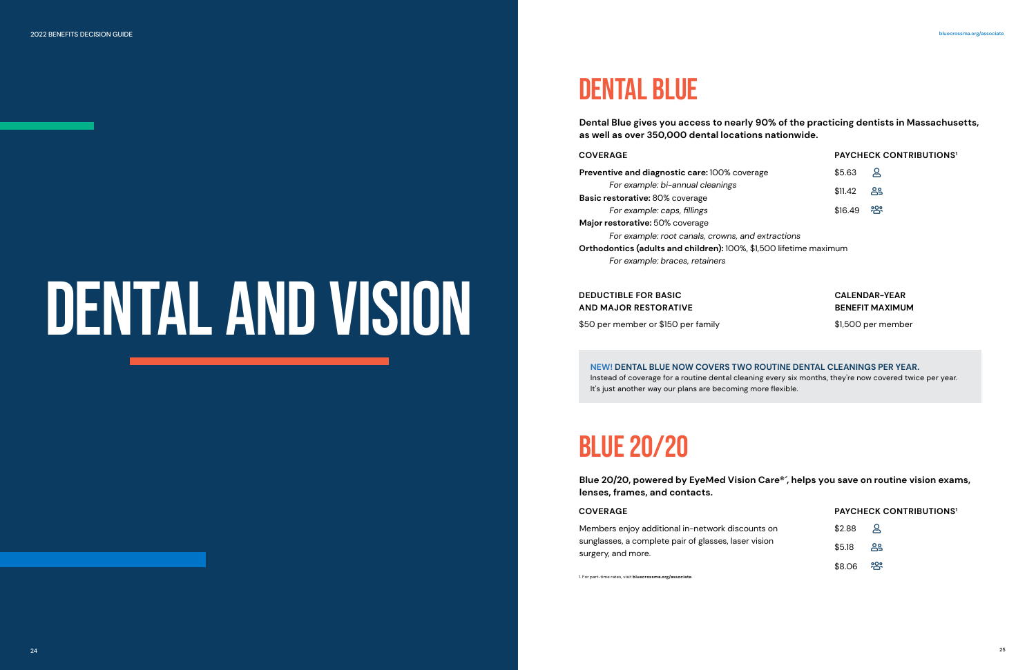# DENTAL AND VISION

## DENTAL BLUE

**Dental Blue gives you access to nearly 90% of the practicing dentists in Massachusetts, as well as over 350,000 dental locations nationwide.**

**COVERAGE**

**Preventive and diagnostic care:** 100% coverage
*For example: bi-annual cleanings*

**Basic restorative:** 80% coverage
*For example: caps, fillings*

**Major restorative:** 50% coverage
*For example: root canals, crowns, and extractions*

**Orthodontics (adults and children):** 100%, $1,500 lifetime maximum
*For example: braces, retainers*

**PAYCHECK CONTRIBUTIONS[1]**

- $5.63 (individual)
- $11.42 (two people)
- $16.49 (family)

**DEDUCTIBLE FOR BASIC AND MAJOR RESTORATIVE**

$50 per member or $150 per family

**CALENDAR-YEAR BENEFIT MAXIMUM**

$1,500 per member

**NEW! DENTAL BLUE NOW COVERS TWO ROUTINE DENTAL CLEANINGS PER YEAR.**
Instead of coverage for a routine dental cleaning every six months, they're now covered twice per year. It's just another way our plans are becoming more flexible.

## BLUE 20/20

**Blue 20/20, powered by EyeMed Vision Care®´, helps you save on routine vision exams, lenses, frames, and contacts.**

**COVERAGE**

Members enjoy additional in-network discounts on sunglasses, a complete pair of glasses, laser vision surgery, and more.

**PAYCHECK CONTRIBUTIONS[1]**

- $2.88 (individual)
- $5.18 (two people)
- $8.06 (family)

1. For part-time rates, visit **bluecrossma.org/associate**.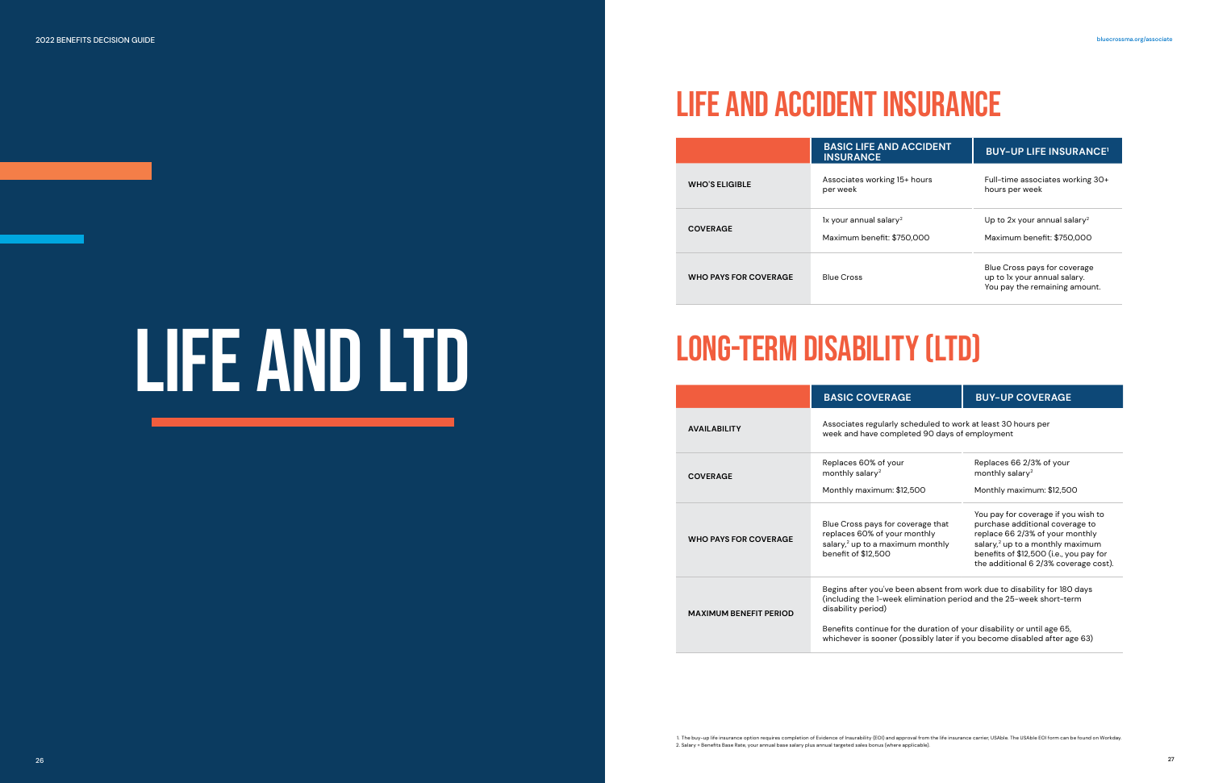# LIFE AND LTD

## LIFE AND ACCIDENT INSURANCE

| | BASIC LIFE AND ACCIDENT INSURANCE | BUY-UP LIFE INSURANCE[1] |
|---|---|---|
| WHO'S ELIGIBLE | Associates working 15+ hours per week | Full-time associates working 30+ hours per week |
| COVERAGE | 1x your annual salary[2]<br><br>Maximum benefit: $750,000 | Up to 2x your annual salary[2]<br><br>Maximum benefit: $750,000 |
| WHO PAYS FOR COVERAGE | Blue Cross | Blue Cross pays for coverage up to 1x your annual salary. You pay the remaining amount. |

## LONG-TERM DISABILITY (LTD)

| | BASIC COVERAGE | BUY-UP COVERAGE |
|---|---|---|
| AVAILABILITY | Associates regularly scheduled to work at least 30 hours per week and have completed 90 days of employment | |
| COVERAGE | Replaces 60% of your monthly salary[2]<br><br>Monthly maximum: $12,500 | Replaces 66 2/3% of your monthly salary[2]<br><br>Monthly maximum: $12,500 |
| WHO PAYS FOR COVERAGE | Blue Cross pays for coverage that replaces 60% of your monthly salary,[2] up to a maximum monthly benefit of $12,500 | You pay for coverage if you wish to purchase additional coverage to replace 66 2/3% of your monthly salary,[2] up to a monthly maximum benefits of $12,500 (i.e., you pay for the additional 6 2/3% coverage cost). |
| MAXIMUM BENEFIT PERIOD | Begins after you've been absent from work due to disability for 180 days (including the 1-week elimination period and the 25-week short-term disability period)<br><br>Benefits continue for the duration of your disability or until age 65, whichever is sooner (possibly later if you become disabled after age 63) | |

1. The buy-up life insurance option requires completion of Evidence of Insurability (EOI) and approval from the life insurance carrier, USAble. The USAble EOI form can be found on Workday.
2. Salary = Benefits Base Rate, your annual base salary plus annual targeted sales bonus (where applicable).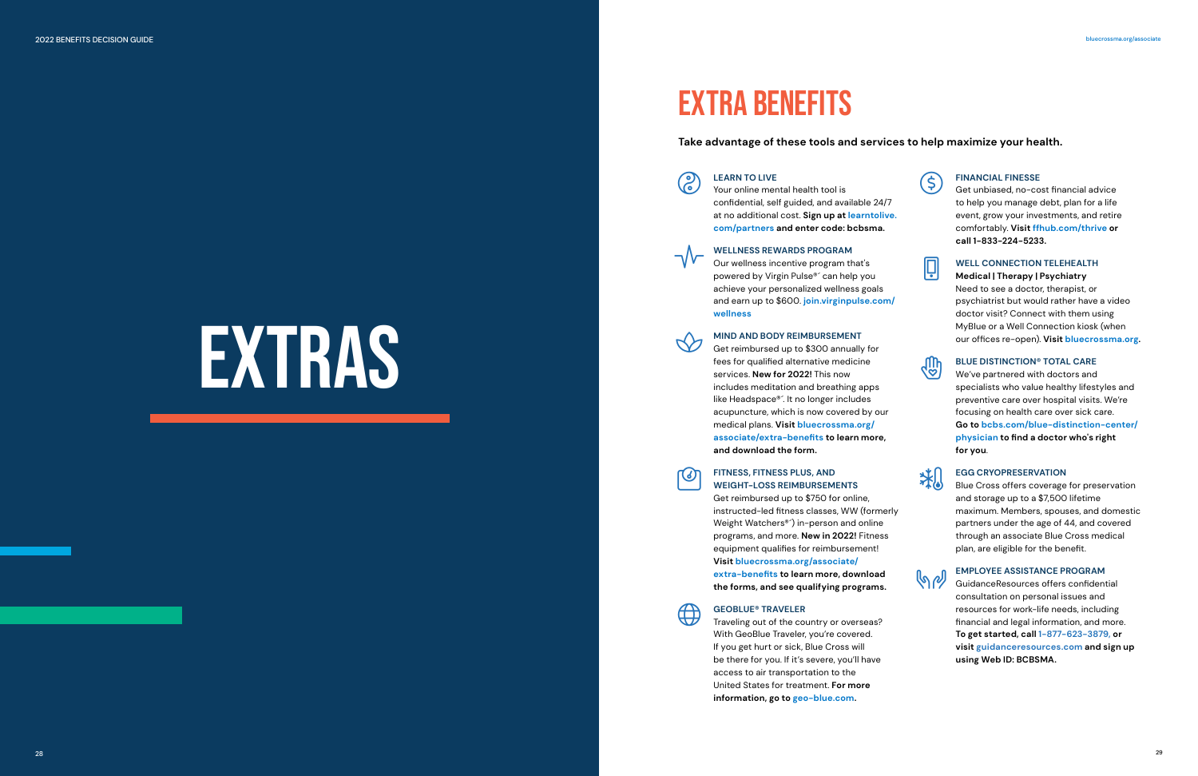# EXTRAS

# EXTRA BENEFITS

**Take advantage of these tools and services to help maximize your health.**

### LEARN TO LIVE

Your online mental health tool is confidential, self guided, and available 24/7 at no additional cost. **Sign up at learntolive.com/partners and enter code: bcbsma.**

### WELLNESS REWARDS PROGRAM

Our wellness incentive program that's powered by Virgin Pulse®´ can help you achieve your personalized wellness goals and earn up to $600. **join.virginpulse.com/wellness**

### MIND AND BODY REIMBURSEMENT

Get reimbursed up to $300 annually for fees for qualified alternative medicine services. **New for 2022!** This now includes meditation and breathing apps like Headspace®´. It no longer includes acupuncture, which is now covered by our medical plans. **Visit bluecrossma.org/associate/extra-benefits to learn more, and download the form.**

### FITNESS, FITNESS PLUS, AND WEIGHT-LOSS REIMBURSEMENTS

Get reimbursed up to $750 for online, instructed-led fitness classes, WW (formerly Weight Watchers®´) in-person and online programs, and more. **New in 2022!** Fitness equipment qualifies for reimbursement! **Visit bluecrossma.org/associate/extra-benefits to learn more, download the forms, and see qualifying programs.**

### GEOBLUE® TRAVELER

Traveling out of the country or overseas? With GeoBlue Traveler, you're covered. If you get hurt or sick, Blue Cross will be there for you. If it's severe, you'll have access to air transportation to the United States for treatment. **For more information, go to geo-blue.com.**

### FINANCIAL FINESSE

Get unbiased, no-cost financial advice to help you manage debt, plan for a life event, grow your investments, and retire comfortably. **Visit ffhub.com/thrive or call 1-833-224-5233.**

### WELL CONNECTION TELEHEALTH

**Medical | Therapy | Psychiatry**

Need to see a doctor, therapist, or psychiatrist but would rather have a video doctor visit? Connect with them using MyBlue or a Well Connection kiosk (when our offices re-open). **Visit bluecrossma.org.**

### BLUE DISTINCTION® TOTAL CARE

We've partnered with doctors and specialists who value healthy lifestyles and preventive care over hospital visits. We're focusing on health care over sick care. **Go to bcbs.com/blue-distinction-center/physician to find a doctor who's right for you.**

### EGG CRYOPRESERVATION

Blue Cross offers coverage for preservation and storage up to a $7,500 lifetime maximum. Members, spouses, and domestic partners under the age of 44, and covered through an associate Blue Cross medical plan, are eligible for the benefit.

### EMPLOYEE ASSISTANCE PROGRAM

GuidanceResources offers confidential consultation on personal issues and resources for work-life needs, including financial and legal information, and more. **To get started, call 1-877-623-3879, or visit guidanceresources.com and sign up using Web ID: BCBSMA.**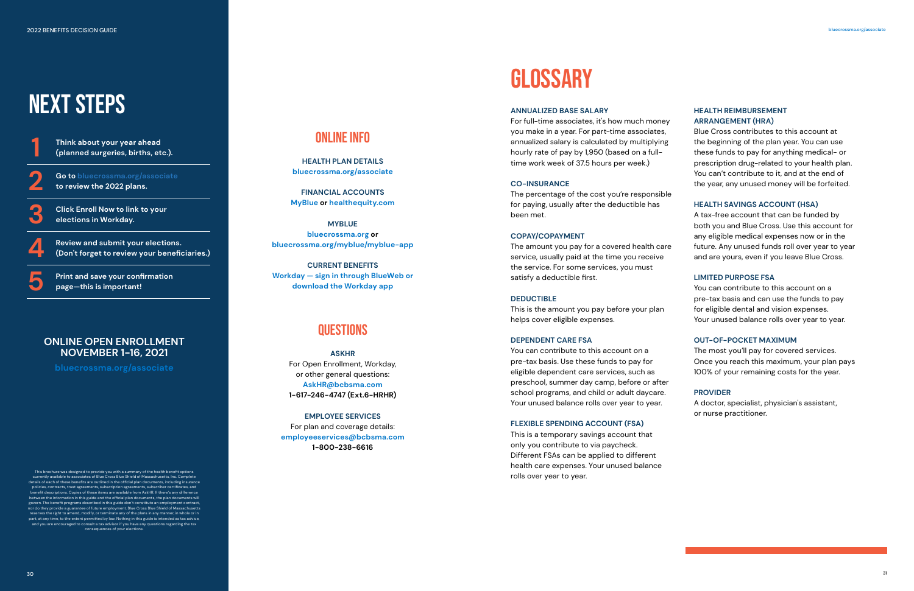# NEXT STEPS

1. **Think about your year ahead (planned surgeries, births, etc.).**
2. **Go to bluecrossma.org/associate to review the 2022 plans.**
3. **Click Enroll Now to link to your elections in Workday.**
4. **Review and submit your elections. (Don't forget to review your beneficiaries.)**
5. **Print and save your confirmation page—this is important!**

## ONLINE OPEN ENROLLMENT NOVEMBER 1–16, 2021

bluecrossma.org/associate

This brochure was designed to provide you with a summary of the health benefit options currently available to associates of Blue Cross Blue Shield of Massachusetts, Inc. Complete details of each of these benefits are outlined in the official plan documents, including insurance policies, contracts, trust agreements, subscription agreements, subscriber certificates, and benefit descriptions. Copies of these items are available from AskHR. If there's any difference between the information in this guide and the official plan documents, the plan documents will govern. The benefit programs described in this guide don't constitute an employment contract, nor do they provide a guarantee of future employment. Blue Cross Blue Shield of Massachusetts reserves the right to amend, modify, or terminate any of the plans in any manner, in whole or in part, at any time, to the extent permitted by law. Nothing in this guide is intended as tax advice, and you are encouraged to consult a tax advisor if you have any questions regarding the tax consequences of your elections.

## ONLINE INFO

**HEALTH PLAN DETAILS**
bluecrossma.org/associate

**FINANCIAL ACCOUNTS**
MyBlue **or** healthequity.com

**MYBLUE**
bluecrossma.org **or**
bluecrossma.org/myblue/myblue-app

**CURRENT BENEFITS**
Workday — sign in through BlueWeb or download the Workday app

## QUESTIONS

**ASKHR**
For Open Enrollment, Workday, or other general questions:
AskHR@bcbsma.com
**1-617-246-4747 (Ext.6-HRHR)**

**EMPLOYEE SERVICES**
For plan and coverage details:
employeeservices@bcbsma.com
**1-800-238-6616**

# GLOSSARY

**ANNUALIZED BASE SALARY**
For full-time associates, it's how much money you make in a year. For part-time associates, annualized salary is calculated by multiplying hourly rate of pay by 1,950 (based on a full-time work week of 37.5 hours per week.)

**CO-INSURANCE**
The percentage of the cost you're responsible for paying, usually after the deductible has been met.

**COPAY/COPAYMENT**
The amount you pay for a covered health care service, usually paid at the time you receive the service. For some services, you must satisfy a deductible first.

**DEDUCTIBLE**
This is the amount you pay before your plan helps cover eligible expenses.

**DEPENDENT CARE FSA**
You can contribute to this account on a pre-tax basis. Use these funds to pay for eligible dependent care services, such as preschool, summer day camp, before or after school programs, and child or adult daycare. Your unused balance rolls over year to year.

**FLEXIBLE SPENDING ACCOUNT (FSA)**
This is a temporary savings account that only you contribute to via paycheck. Different FSAs can be applied to different health care expenses. Your unused balance rolls over year to year.

**HEALTH REIMBURSEMENT ARRANGEMENT (HRA)**
Blue Cross contributes to this account at the beginning of the plan year. You can use these funds to pay for anything medical- or prescription drug-related to your health plan. You can't contribute to it, and at the end of the year, any unused money will be forfeited.

**HEALTH SAVINGS ACCOUNT (HSA)**
A tax-free account that can be funded by both you and Blue Cross. Use this account for any eligible medical expenses now or in the future. Any unused funds roll over year to year and are yours, even if you leave Blue Cross.

**LIMITED PURPOSE FSA**
You can contribute to this account on a pre-tax basis and can use the funds to pay for eligible dental and vision expenses. Your unused balance rolls over year to year.

**OUT-OF-POCKET MAXIMUM**
The most you'll pay for covered services. Once you reach this maximum, your plan pays 100% of your remaining costs for the year.

**PROVIDER**
A doctor, specialist, physician's assistant, or nurse practitioner.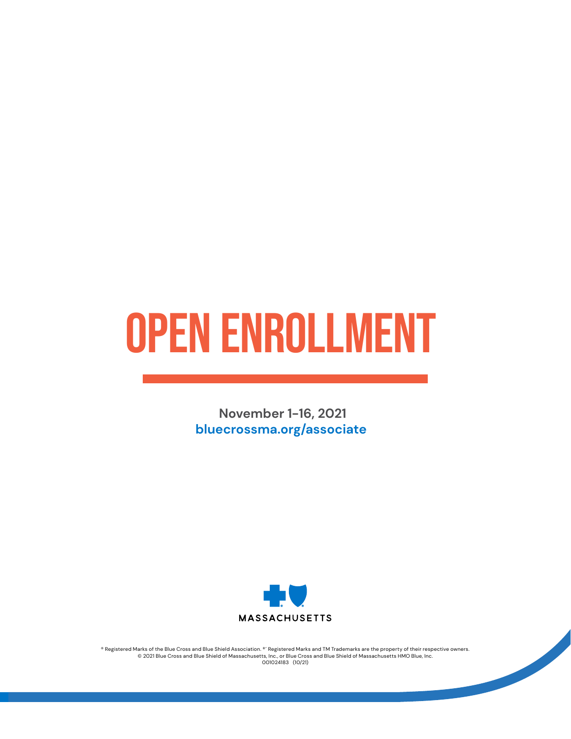# OPEN ENROLLMENT

**November 1-16, 2021**
**bluecrossma.org/associate**

MASSACHUSETTS

® Registered Marks of the Blue Cross and Blue Shield Association. ®´ Registered Marks and TM Trademarks are the property of their respective owners.
© 2021 Blue Cross and Blue Shield of Massachusetts, Inc., or Blue Cross and Blue Shield of Massachusetts HMO Blue, Inc.
001024183 (10/21)